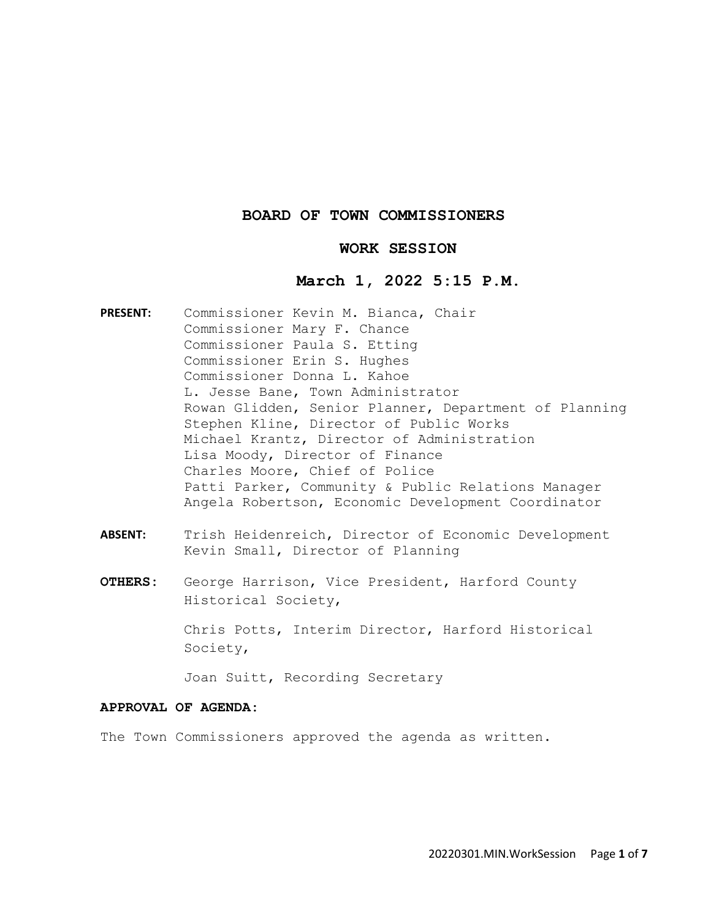# BOARD OF TOWN COMMISSIONERS

## WORK SESSION

## March 1, 2022 5:15 P.M.

**PRESENT:**
Commissioner Kevin M. Bianca, Chair
Commissioner Mary F. Chance
Commissioner Paula S. Etting
Commissioner Erin S. Hughes
Commissioner Donna L. Kahoe
L. Jesse Bane, Town Administrator
Rowan Glidden, Senior Planner, Department of Planning
Stephen Kline, Director of Public Works
Michael Krantz, Director of Administration
Lisa Moody, Director of Finance
Charles Moore, Chief of Police
Patti Parker, Community & Public Relations Manager
Angela Robertson, Economic Development Coordinator

**ABSENT:**
Trish Heidenreich, Director of Economic Development
Kevin Small, Director of Planning

**OTHERS:**
George Harrison, Vice President, Harford County Historical Society,

Chris Potts, Interim Director, Harford Historical Society,

Joan Suitt, Recording Secretary

**APPROVAL OF AGENDA:**

The Town Commissioners approved the agenda as written.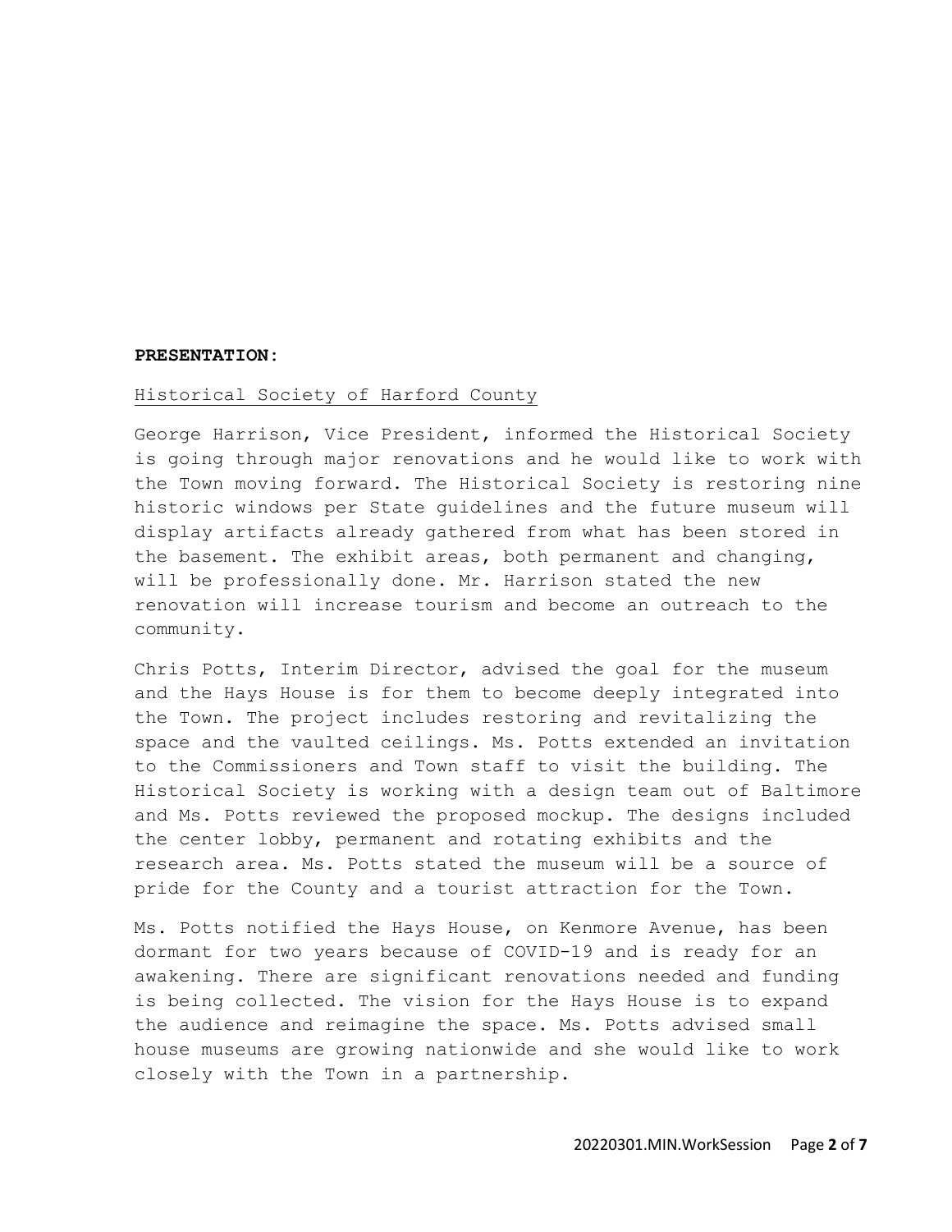**PRESENTATION:**

Historical Society of Harford County

George Harrison, Vice President, informed the Historical Society is going through major renovations and he would like to work with the Town moving forward. The Historical Society is restoring nine historic windows per State guidelines and the future museum will display artifacts already gathered from what has been stored in the basement. The exhibit areas, both permanent and changing, will be professionally done. Mr. Harrison stated the new renovation will increase tourism and become an outreach to the community.

Chris Potts, Interim Director, advised the goal for the museum and the Hays House is for them to become deeply integrated into the Town. The project includes restoring and revitalizing the space and the vaulted ceilings. Ms. Potts extended an invitation to the Commissioners and Town staff to visit the building. The Historical Society is working with a design team out of Baltimore and Ms. Potts reviewed the proposed mockup. The designs included the center lobby, permanent and rotating exhibits and the research area. Ms. Potts stated the museum will be a source of pride for the County and a tourist attraction for the Town.

Ms. Potts notified the Hays House, on Kenmore Avenue, has been dormant for two years because of COVID-19 and is ready for an awakening. There are significant renovations needed and funding is being collected. The vision for the Hays House is to expand the audience and reimagine the space. Ms. Potts advised small house museums are growing nationwide and she would like to work closely with the Town in a partnership.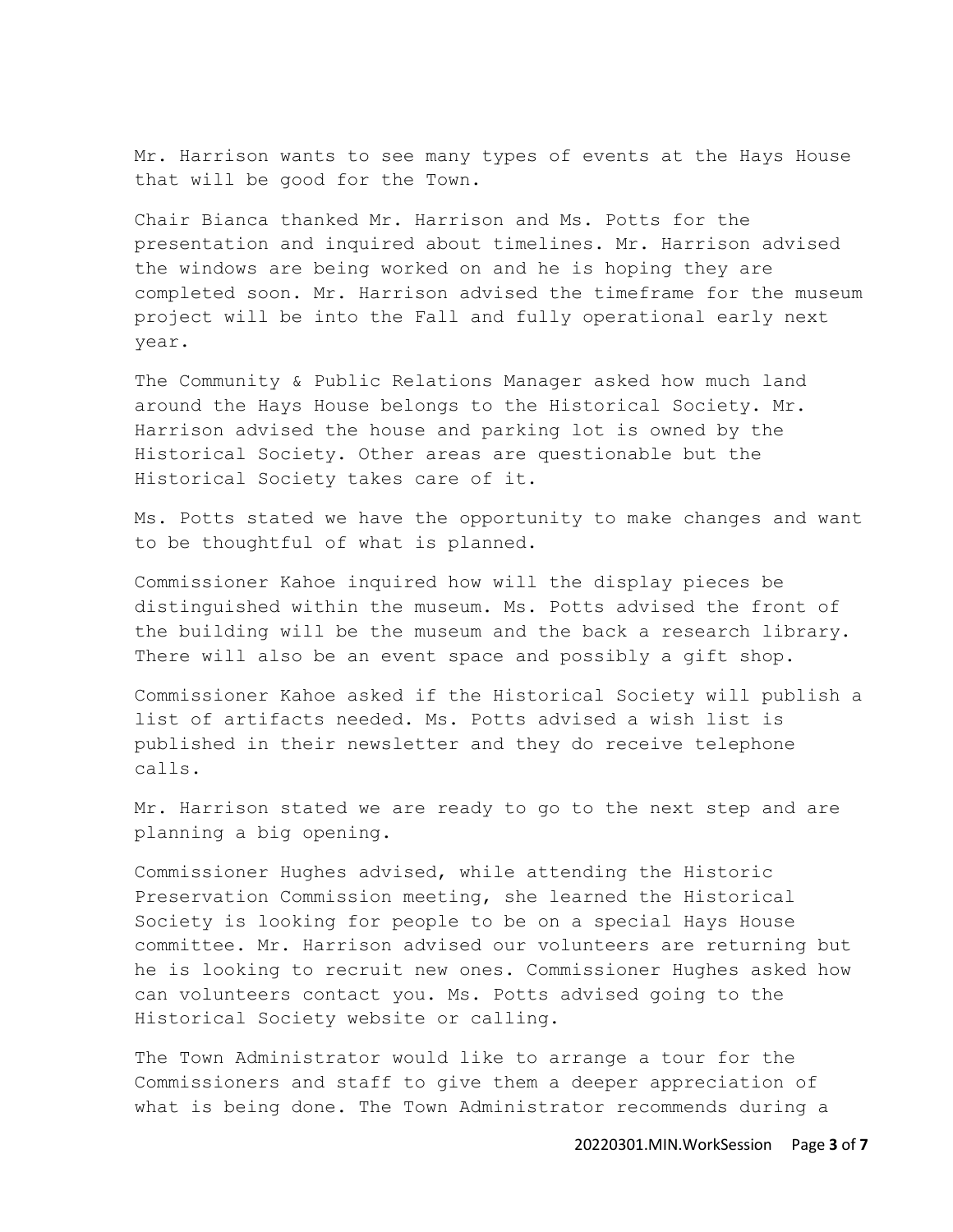Mr. Harrison wants to see many types of events at the Hays House that will be good for the Town.

Chair Bianca thanked Mr. Harrison and Ms. Potts for the presentation and inquired about timelines. Mr. Harrison advised the windows are being worked on and he is hoping they are completed soon. Mr. Harrison advised the timeframe for the museum project will be into the Fall and fully operational early next year.

The Community & Public Relations Manager asked how much land around the Hays House belongs to the Historical Society. Mr. Harrison advised the house and parking lot is owned by the Historical Society. Other areas are questionable but the Historical Society takes care of it.

Ms. Potts stated we have the opportunity to make changes and want to be thoughtful of what is planned.

Commissioner Kahoe inquired how will the display pieces be distinguished within the museum. Ms. Potts advised the front of the building will be the museum and the back a research library. There will also be an event space and possibly a gift shop.

Commissioner Kahoe asked if the Historical Society will publish a list of artifacts needed. Ms. Potts advised a wish list is published in their newsletter and they do receive telephone calls.

Mr. Harrison stated we are ready to go to the next step and are planning a big opening.

Commissioner Hughes advised, while attending the Historic Preservation Commission meeting, she learned the Historical Society is looking for people to be on a special Hays House committee. Mr. Harrison advised our volunteers are returning but he is looking to recruit new ones. Commissioner Hughes asked how can volunteers contact you. Ms. Potts advised going to the Historical Society website or calling.

The Town Administrator would like to arrange a tour for the Commissioners and staff to give them a deeper appreciation of what is being done. The Town Administrator recommends during a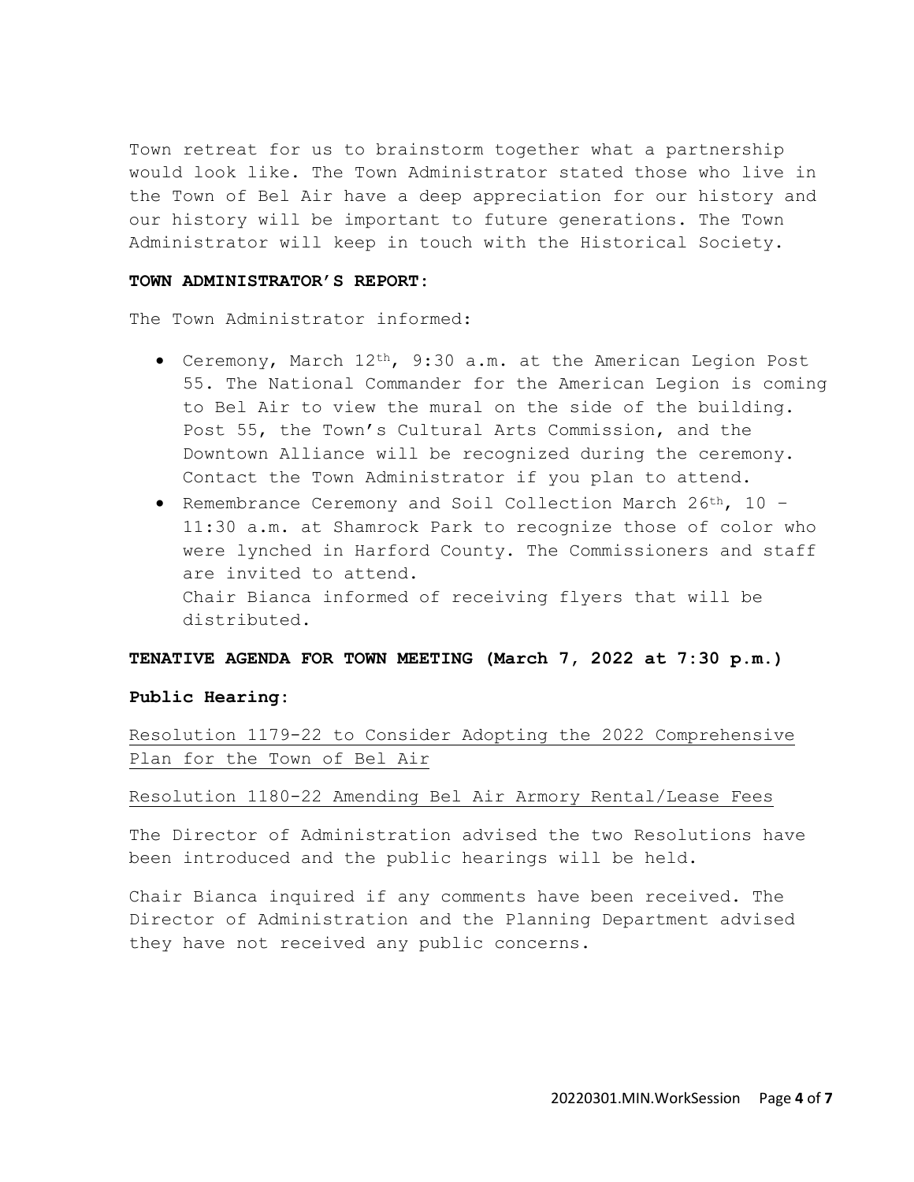Town retreat for us to brainstorm together what a partnership would look like. The Town Administrator stated those who live in the Town of Bel Air have a deep appreciation for our history and our history will be important to future generations. The Town Administrator will keep in touch with the Historical Society.

**TOWN ADMINISTRATOR'S REPORT:**

The Town Administrator informed:

- Ceremony, March 12th, 9:30 a.m. at the American Legion Post 55. The National Commander for the American Legion is coming to Bel Air to view the mural on the side of the building. Post 55, the Town's Cultural Arts Commission, and the Downtown Alliance will be recognized during the ceremony. Contact the Town Administrator if you plan to attend.
- Remembrance Ceremony and Soil Collection March 26th, 10 – 11:30 a.m. at Shamrock Park to recognize those of color who were lynched in Harford County. The Commissioners and staff are invited to attend.
  Chair Bianca informed of receiving flyers that will be distributed.

**TENATIVE AGENDA FOR TOWN MEETING (March 7, 2022 at 7:30 p.m.)**

**Public Hearing:**

<u>Resolution 1179-22 to Consider Adopting the 2022 Comprehensive Plan for the Town of Bel Air</u>

<u>Resolution 1180-22 Amending Bel Air Armory Rental/Lease Fees</u>

The Director of Administration advised the two Resolutions have been introduced and the public hearings will be held.

Chair Bianca inquired if any comments have been received. The Director of Administration and the Planning Department advised they have not received any public concerns.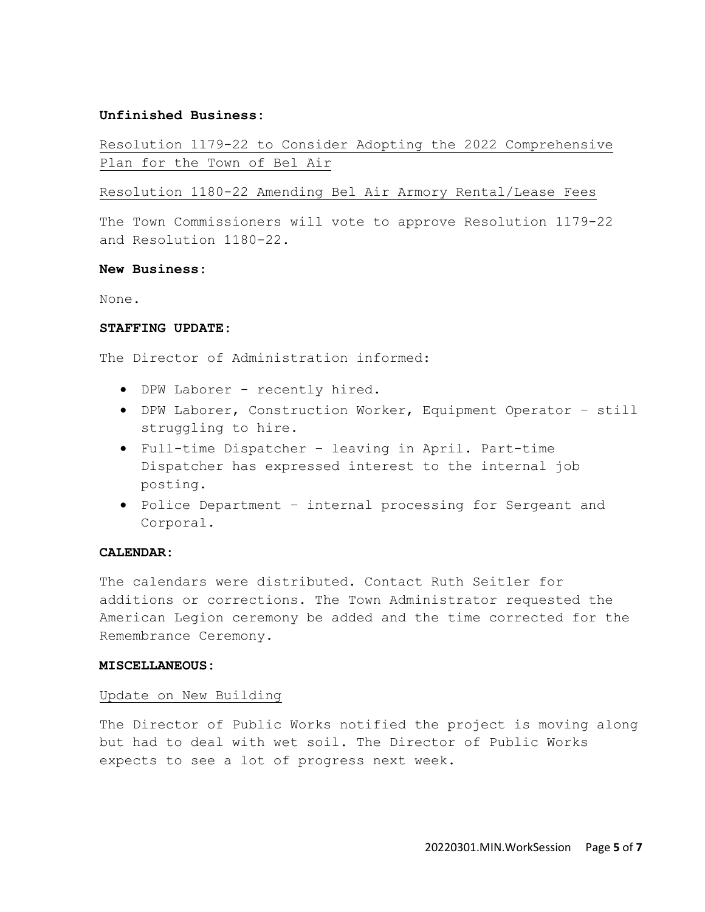**Unfinished Business:**

Resolution 1179-22 to Consider Adopting the 2022 Comprehensive Plan for the Town of Bel Air

Resolution 1180-22 Amending Bel Air Armory Rental/Lease Fees

The Town Commissioners will vote to approve Resolution 1179-22 and Resolution 1180-22.

**New Business:**

None.

**STAFFING UPDATE:**

The Director of Administration informed:

- DPW Laborer - recently hired.
- DPW Laborer, Construction Worker, Equipment Operator – still struggling to hire.
- Full-time Dispatcher – leaving in April. Part-time Dispatcher has expressed interest to the internal job posting.
- Police Department – internal processing for Sergeant and Corporal.

**CALENDAR:**

The calendars were distributed. Contact Ruth Seitler for additions or corrections. The Town Administrator requested the American Legion ceremony be added and the time corrected for the Remembrance Ceremony.

**MISCELLANEOUS:**

Update on New Building

The Director of Public Works notified the project is moving along but had to deal with wet soil. The Director of Public Works expects to see a lot of progress next week.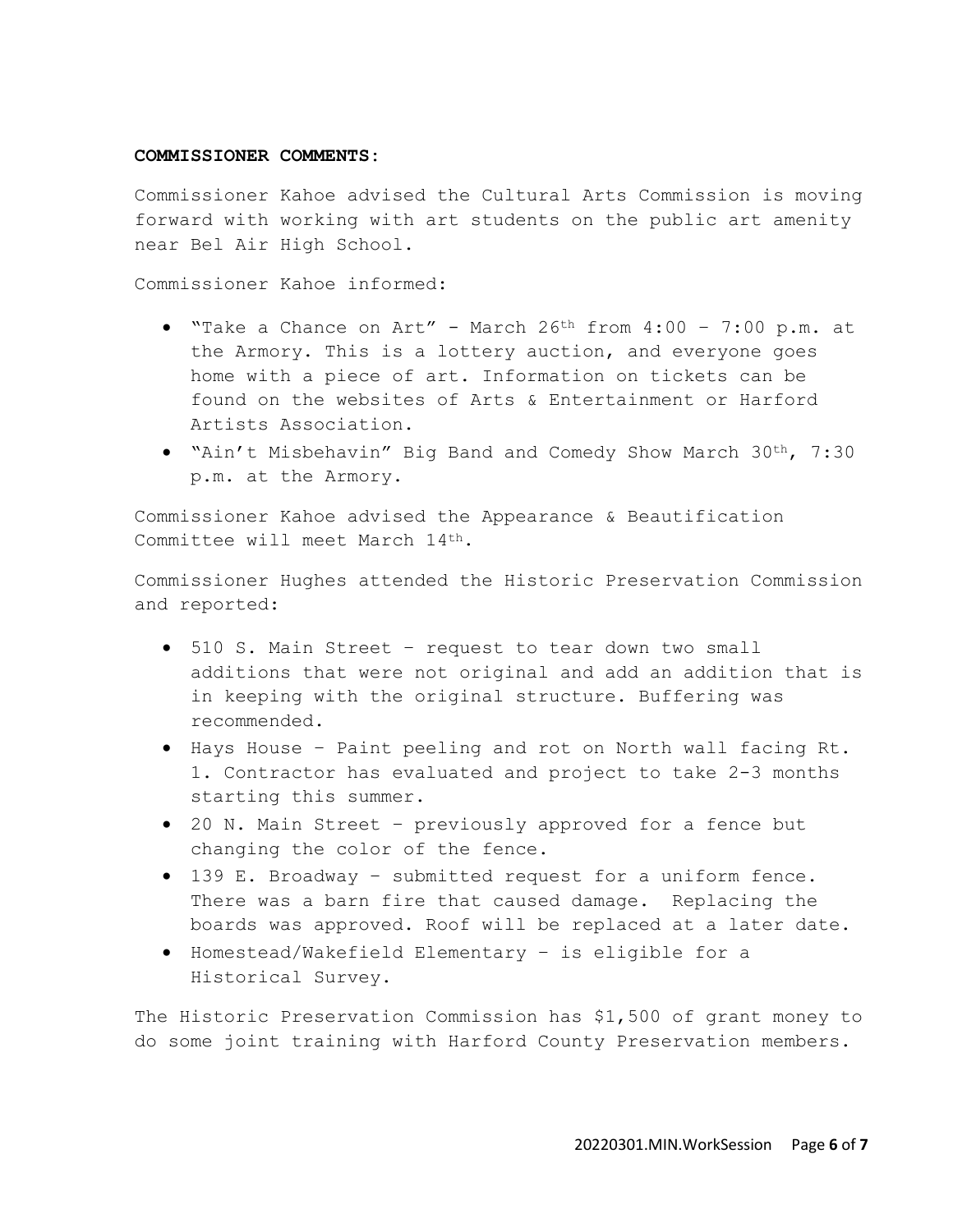**COMMISSIONER COMMENTS:**

Commissioner Kahoe advised the Cultural Arts Commission is moving forward with working with art students on the public art amenity near Bel Air High School.

Commissioner Kahoe informed:

- "Take a Chance on Art" - March 26th from 4:00 – 7:00 p.m. at the Armory. This is a lottery auction, and everyone goes home with a piece of art. Information on tickets can be found on the websites of Arts & Entertainment or Harford Artists Association.
- "Ain't Misbehavin" Big Band and Comedy Show March 30th, 7:30 p.m. at the Armory.

Commissioner Kahoe advised the Appearance & Beautification Committee will meet March 14th.

Commissioner Hughes attended the Historic Preservation Commission and reported:

- 510 S. Main Street – request to tear down two small additions that were not original and add an addition that is in keeping with the original structure. Buffering was recommended.
- Hays House – Paint peeling and rot on North wall facing Rt. 1. Contractor has evaluated and project to take 2-3 months starting this summer.
- 20 N. Main Street – previously approved for a fence but changing the color of the fence.
- 139 E. Broadway – submitted request for a uniform fence. There was a barn fire that caused damage. Replacing the boards was approved. Roof will be replaced at a later date.
- Homestead/Wakefield Elementary – is eligible for a Historical Survey.

The Historic Preservation Commission has $1,500 of grant money to do some joint training with Harford County Preservation members.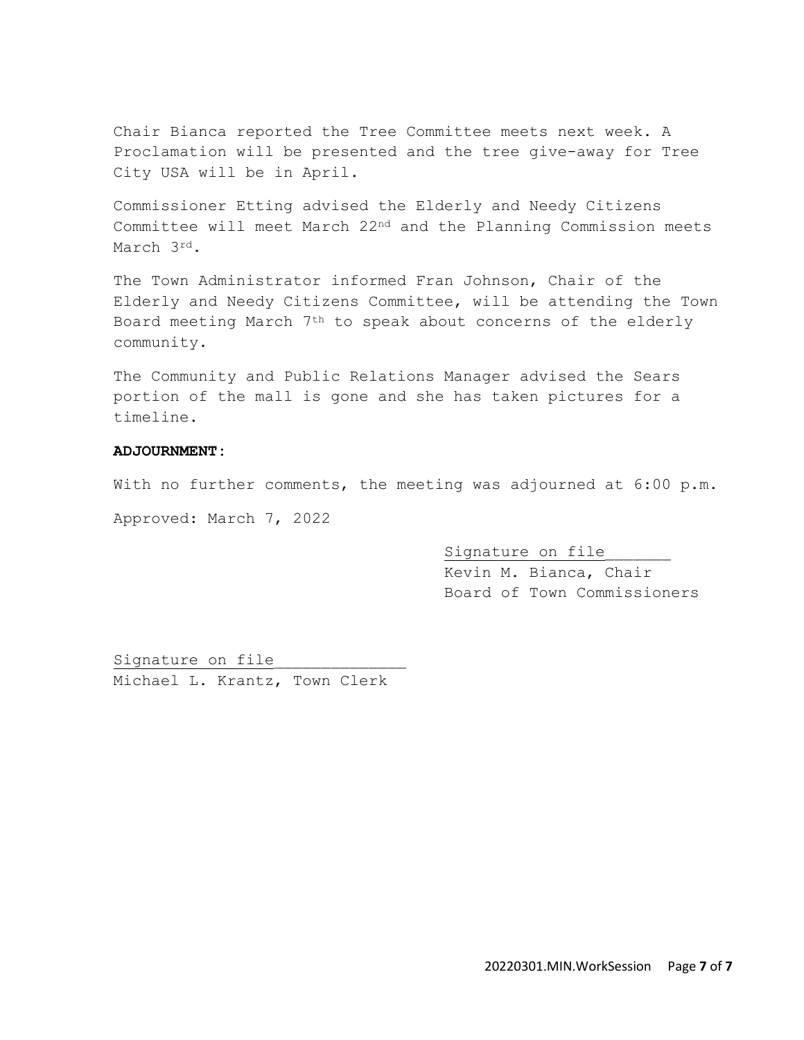Chair Bianca reported the Tree Committee meets next week. A Proclamation will be presented and the tree give-away for Tree City USA will be in April.

Commissioner Etting advised the Elderly and Needy Citizens Committee will meet March 22nd and the Planning Commission meets March 3rd.

The Town Administrator informed Fran Johnson, Chair of the Elderly and Needy Citizens Committee, will be attending the Town Board meeting March 7th to speak about concerns of the elderly community.

The Community and Public Relations Manager advised the Sears portion of the mall is gone and she has taken pictures for a timeline.

**ADJOURNMENT:**

With no further comments, the meeting was adjourned at 6:00 p.m.

Approved: March 7, 2022

Signature on file______
Kevin M. Bianca, Chair
Board of Town Commissioners

Signature on file____________
Michael L. Krantz, Town Clerk